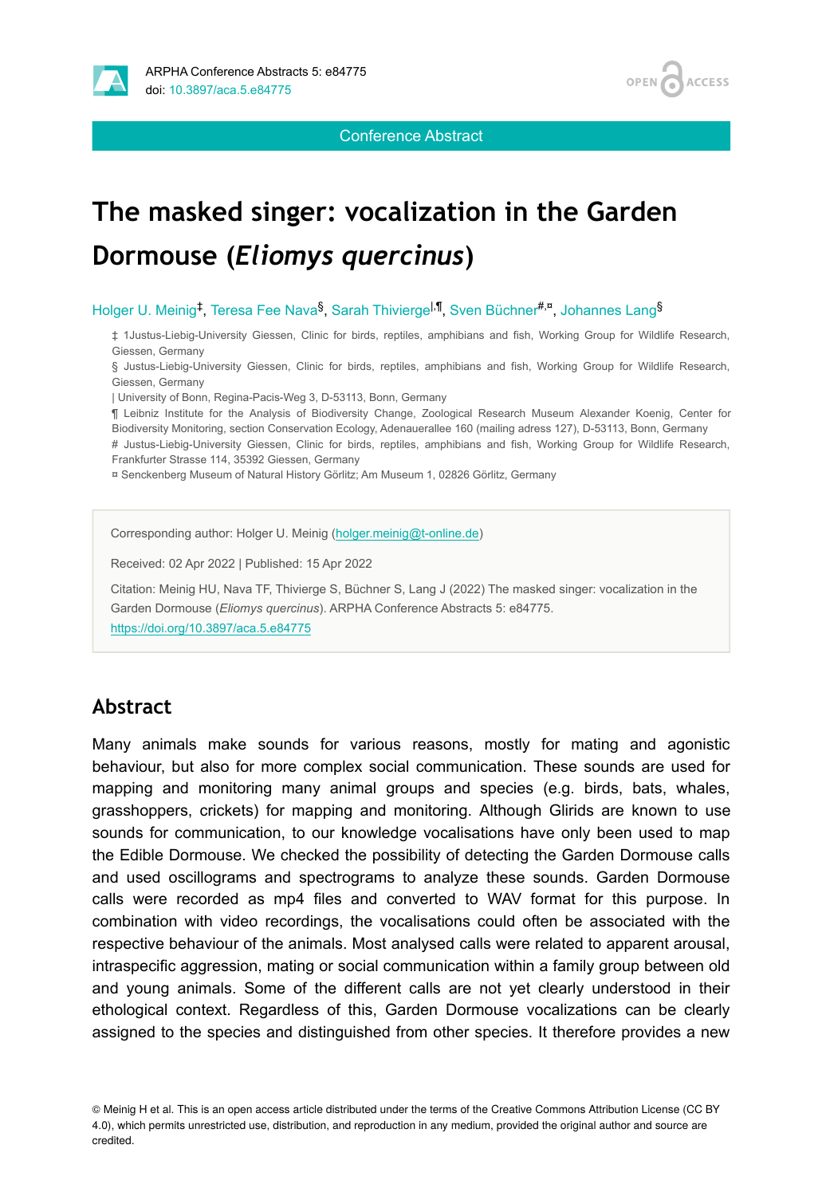Conference Abstract

# The masked singer: vocalization in the Garden Dormouse (*Eliomys quercinus*)

Holger U. Meinig[‡], Teresa Fee Nava[§], Sarah Thivierge[|,¶], Sven Büchner[#,¤], Johannes Lang[§]

‡ 1Justus-Liebig-University Giessen, Clinic for birds, reptiles, amphibians and fish, Working Group for Wildlife Research, Giessen, Germany

§ Justus-Liebig-University Giessen, Clinic for birds, reptiles, amphibians and fish, Working Group for Wildlife Research, Giessen, Germany

| University of Bonn, Regina-Pacis-Weg 3, D-53113, Bonn, Germany

¶ Leibniz Institute for the Analysis of Biodiversity Change, Zoological Research Museum Alexander Koenig, Center for Biodiversity Monitoring, section Conservation Ecology, Adenauerallee 160 (mailing adress 127), D-53113, Bonn, Germany

# Justus-Liebig-University Giessen, Clinic for birds, reptiles, amphibians and fish, Working Group for Wildlife Research, Frankfurter Strasse 114, 35392 Giessen, Germany

¤ Senckenberg Museum of Natural History Görlitz; Am Museum 1, 02826 Görlitz, Germany

Corresponding author: Holger U. Meinig (holger.meinig@t-online.de)

Received: 02 Apr 2022 | Published: 15 Apr 2022

Citation: Meinig HU, Nava TF, Thivierge S, Büchner S, Lang J (2022) The masked singer: vocalization in the Garden Dormouse (*Eliomys quercinus*). ARPHA Conference Abstracts 5: e84775. https://doi.org/10.3897/aca.5.e84775

## Abstract

Many animals make sounds for various reasons, mostly for mating and agonistic behaviour, but also for more complex social communication. These sounds are used for mapping and monitoring many animal groups and species (e.g. birds, bats, whales, grasshoppers, crickets) for mapping and monitoring. Although Glirids are known to use sounds for communication, to our knowledge vocalisations have only been used to map the Edible Dormouse. We checked the possibility of detecting the Garden Dormouse calls and used oscillograms and spectrograms to analyze these sounds. Garden Dormouse calls were recorded as mp4 files and converted to WAV format for this purpose. In combination with video recordings, the vocalisations could often be associated with the respective behaviour of the animals. Most analysed calls were related to apparent arousal, intraspecific aggression, mating or social communication within a family group between old and young animals. Some of the different calls are not yet clearly understood in their ethological context. Regardless of this, Garden Dormouse vocalizations can be clearly assigned to the species and distinguished from other species. It therefore provides a new

© Meinig H et al. This is an open access article distributed under the terms of the Creative Commons Attribution License (CC BY 4.0), which permits unrestricted use, distribution, and reproduction in any medium, provided the original author and source are credited.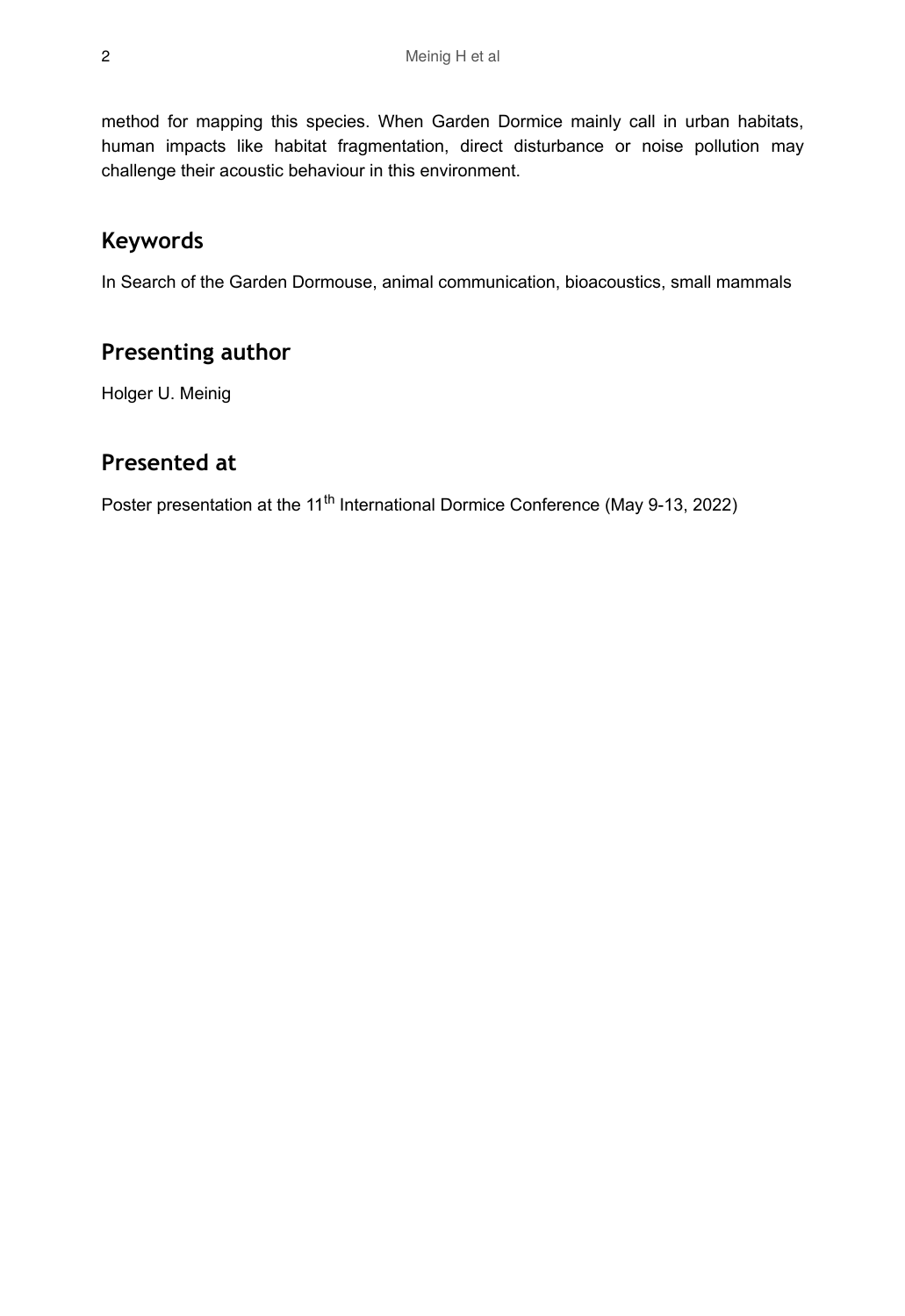method for mapping this species. When Garden Dormice mainly call in urban habitats, human impacts like habitat fragmentation, direct disturbance or noise pollution may challenge their acoustic behaviour in this environment.

## Keywords

In Search of the Garden Dormouse, animal communication, bioacoustics, small mammals

## Presenting author

Holger U. Meinig

## Presented at

Poster presentation at the 11th International Dormice Conference (May 9-13, 2022)